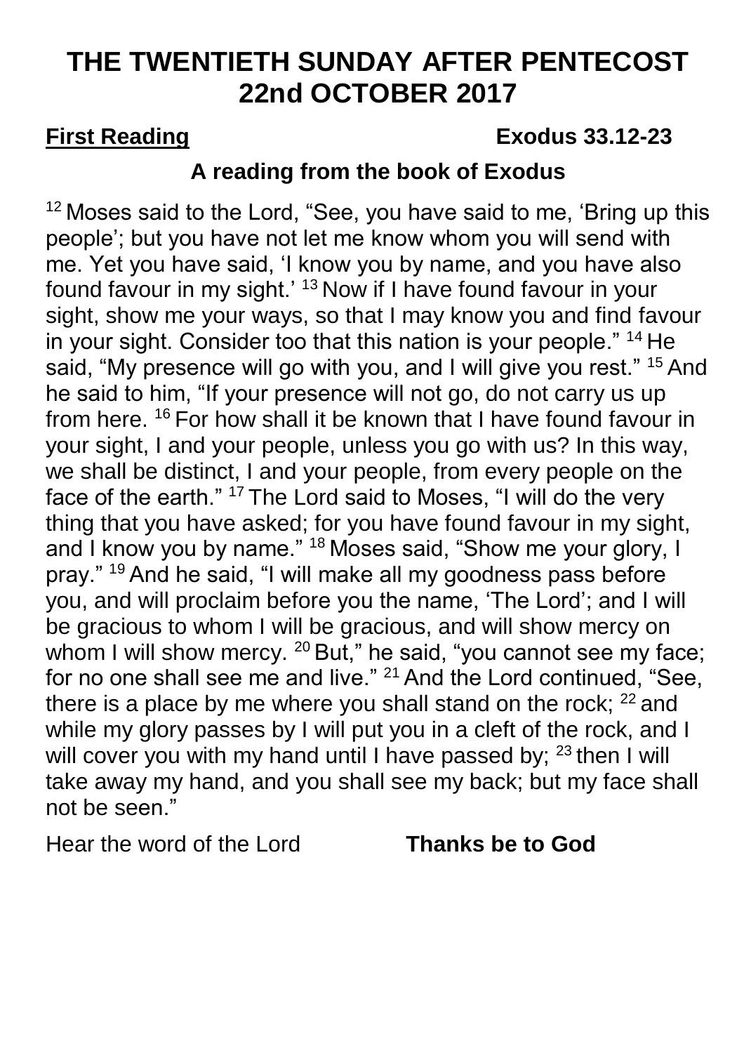# THE TWENTIETH SUNDAY AFTER PENTECOST 22nd OCTOBER 2017

**First Reading** **Exodus 33.12-23**

**A reading from the book of Exodus**

[12] Moses said to the Lord, “See, you have said to me, ‘Bring up this people’; but you have not let me know whom you will send with me. Yet you have said, ‘I know you by name, and you have also found favour in my sight.’ [13] Now if I have found favour in your sight, show me your ways, so that I may know you and find favour in your sight. Consider too that this nation is your people.” [14] He said, “My presence will go with you, and I will give you rest.” [15] And he said to him, “If your presence will not go, do not carry us up from here. [16] For how shall it be known that I have found favour in your sight, I and your people, unless you go with us? In this way, we shall be distinct, I and your people, from every people on the face of the earth.” [17] The Lord said to Moses, “I will do the very thing that you have asked; for you have found favour in my sight, and I know you by name.” [18] Moses said, “Show me your glory, I pray.” [19] And he said, “I will make all my goodness pass before you, and will proclaim before you the name, ‘The Lord’; and I will be gracious to whom I will be gracious, and will show mercy on whom I will show mercy. [20] But,” he said, “you cannot see my face; for no one shall see me and live.” [21] And the Lord continued, “See, there is a place by me where you shall stand on the rock; [22] and while my glory passes by I will put you in a cleft of the rock, and I will cover you with my hand until I have passed by; [23] then I will take away my hand, and you shall see my back; but my face shall not be seen.”

Hear the word of the Lord **Thanks be to God**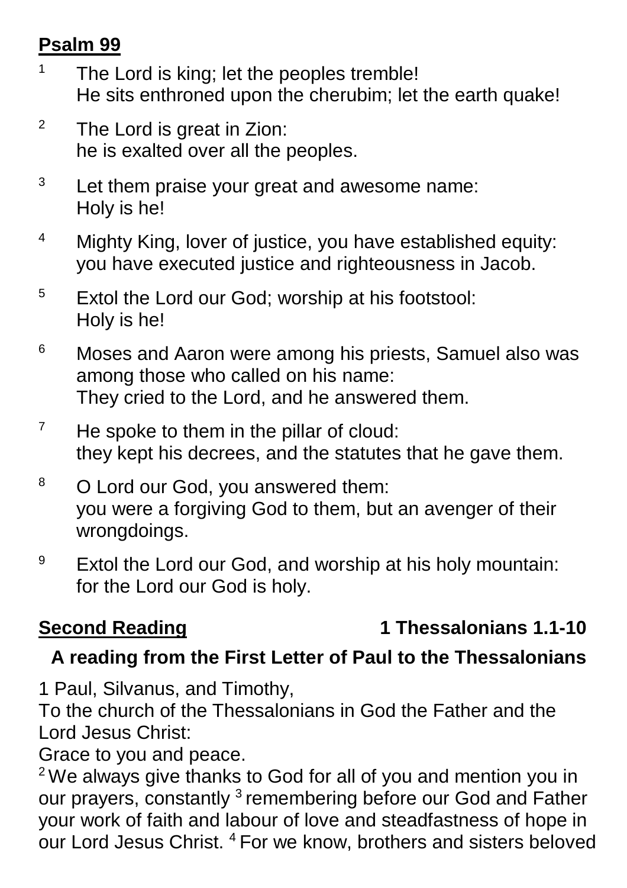**Psalm 99**

[1] The Lord is king; let the peoples tremble!
He sits enthroned upon the cherubim; let the earth quake!

[2] The Lord is great in Zion:
he is exalted over all the peoples.

[3] Let them praise your great and awesome name:
Holy is he!

[4] Mighty King, lover of justice, you have established equity:
you have executed justice and righteousness in Jacob.

[5] Extol the Lord our God; worship at his footstool:
Holy is he!

[6] Moses and Aaron were among his priests, Samuel also was among those who called on his name:
They cried to the Lord, and he answered them.

[7] He spoke to them in the pillar of cloud:
they kept his decrees, and the statutes that he gave them.

[8] O Lord our God, you answered them:
you were a forgiving God to them, but an avenger of their wrongdoings.

[9] Extol the Lord our God, and worship at his holy mountain:
for the Lord our God is holy.

**Second Reading** **1 Thessalonians 1.1-10**

**A reading from the First Letter of Paul to the Thessalonians**

1 Paul, Silvanus, and Timothy,
To the church of the Thessalonians in God the Father and the Lord Jesus Christ:
Grace to you and peace.
[2] We always give thanks to God for all of you and mention you in our prayers, constantly [3] remembering before our God and Father your work of faith and labour of love and steadfastness of hope in our Lord Jesus Christ. [4] For we know, brothers and sisters beloved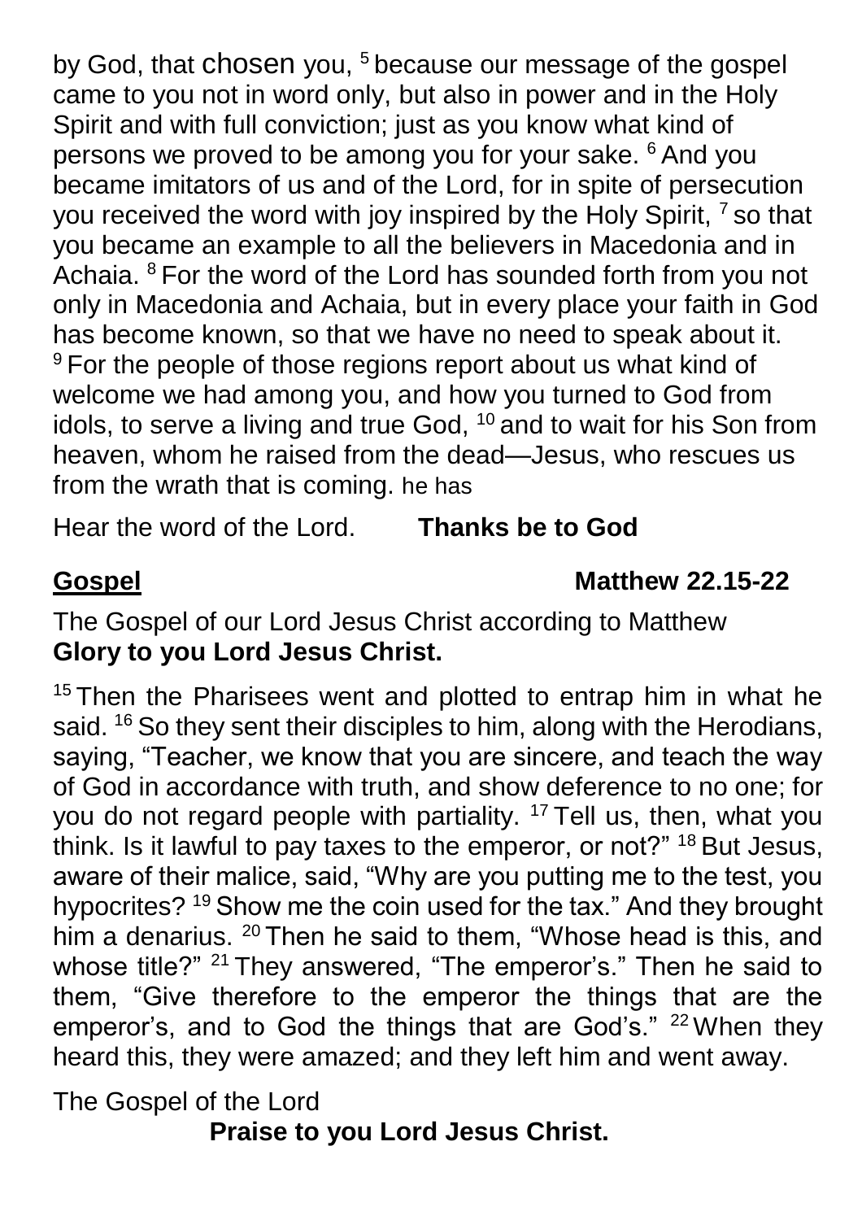by God, that chosen you, [5] because our message of the gospel came to you not in word only, but also in power and in the Holy Spirit and with full conviction; just as you know what kind of persons we proved to be among you for your sake. [6] And you became imitators of us and of the Lord, for in spite of persecution you received the word with joy inspired by the Holy Spirit, [7] so that you became an example to all the believers in Macedonia and in Achaia. [8] For the word of the Lord has sounded forth from you not only in Macedonia and Achaia, but in every place your faith in God has become known, so that we have no need to speak about it. [9] For the people of those regions report about us what kind of welcome we had among you, and how you turned to God from idols, to serve a living and true God, [10] and to wait for his Son from heaven, whom he raised from the dead—Jesus, who rescues us from the wrath that is coming. he has

Hear the word of the Lord. **Thanks be to God**

**Gospel** **Matthew 22.15-22**

The Gospel of our Lord Jesus Christ according to Matthew
**Glory to you Lord Jesus Christ.**

[15] Then the Pharisees went and plotted to entrap him in what he said. [16] So they sent their disciples to him, along with the Herodians, saying, “Teacher, we know that you are sincere, and teach the way of God in accordance with truth, and show deference to no one; for you do not regard people with partiality. [17] Tell us, then, what you think. Is it lawful to pay taxes to the emperor, or not?” [18] But Jesus, aware of their malice, said, “Why are you putting me to the test, you hypocrites? [19] Show me the coin used for the tax.” And they brought him a denarius. [20] Then he said to them, “Whose head is this, and whose title?” [21] They answered, “The emperor’s.” Then he said to them, “Give therefore to the emperor the things that are the emperor’s, and to God the things that are God’s.” [22] When they heard this, they were amazed; and they left him and went away.

The Gospel of the Lord
**Praise to you Lord Jesus Christ.**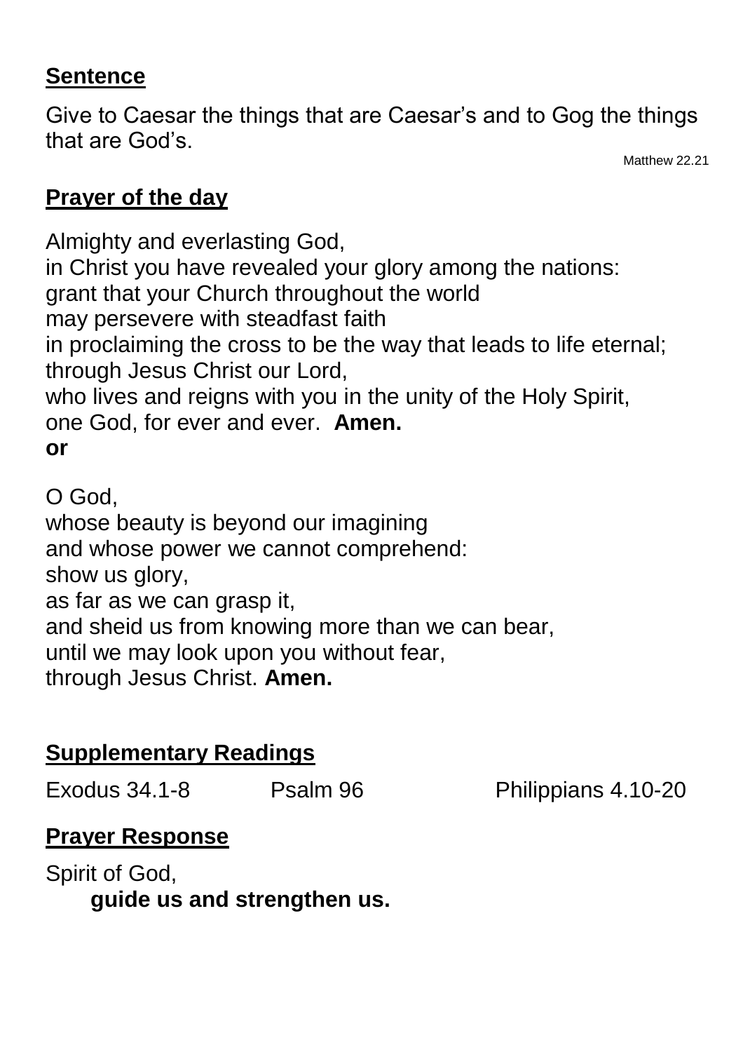## Sentence

Give to Caesar the things that are Caesar's and to Gog the things that are God's.

Matthew 22.21

## Prayer of the day

Almighty and everlasting God,
in Christ you have revealed your glory among the nations:
grant that your Church throughout the world
may persevere with steadfast faith
in proclaiming the cross to be the way that leads to life eternal;
through Jesus Christ our Lord,
who lives and reigns with you in the unity of the Holy Spirit,
one God, for ever and ever. **Amen.**
**or**

O God,
whose beauty is beyond our imagining
and whose power we cannot comprehend:
show us glory,
as far as we can grasp it,
and sheid us from knowing more than we can bear,
until we may look upon you without fear,
through Jesus Christ. **Amen.**

## Supplementary Readings

Exodus 34.1-8 Psalm 96 Philippians 4.10-20

## Prayer Response

Spirit of God,
**guide us and strengthen us.**